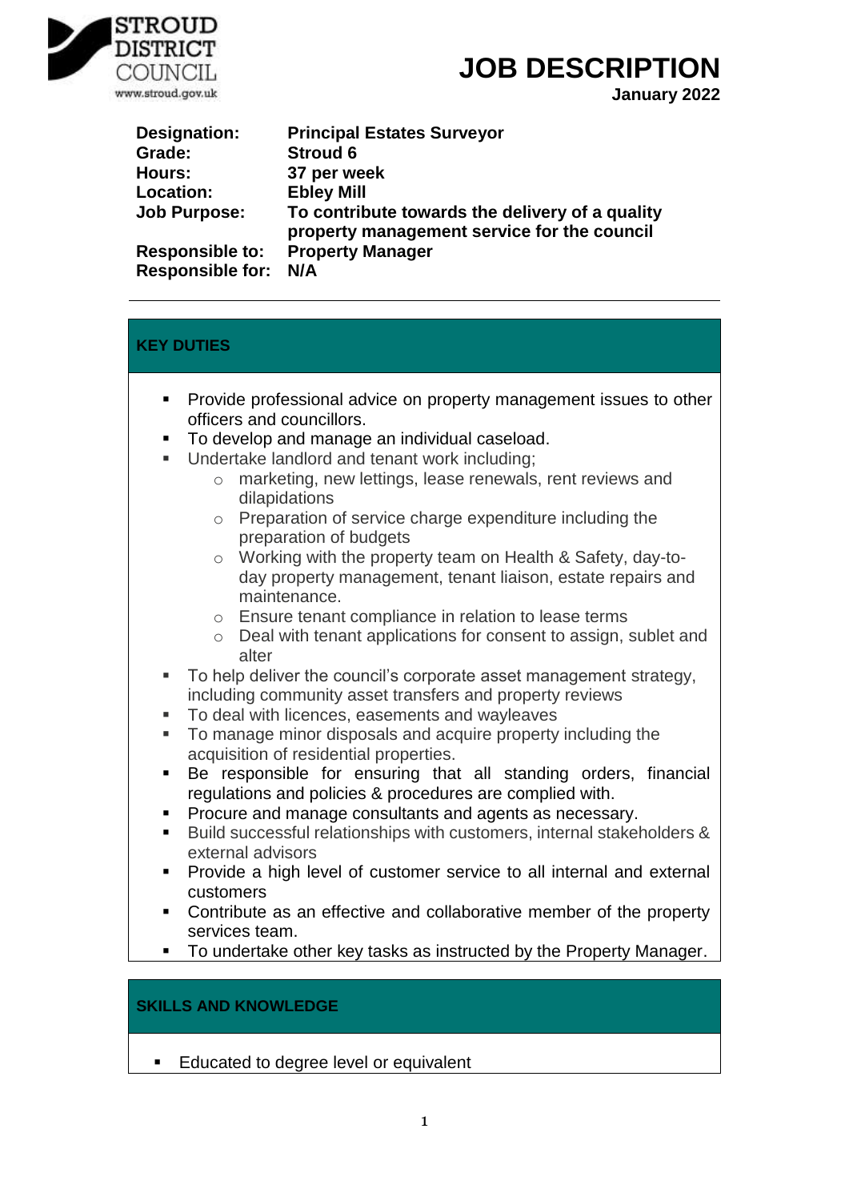STROUD DISTRICT COUNCIL
www.stroud.gov.uk

# JOB DESCRIPTION

**January 2022**

| | |
|---|---|
| **Designation:** | **Principal Estates Surveyor** |
| **Grade:** | **Stroud 6** |
| **Hours:** | **37 per week** |
| **Location:** | **Ebley Mill** |
| **Job Purpose:** | **To contribute towards the delivery of a quality property management service for the council** |
| **Responsible to:** | **Property Manager** |
| **Responsible for:** | **N/A** |

## KEY DUTIES

- Provide professional advice on property management issues to other officers and councillors.
- To develop and manage an individual caseload.
- Undertake landlord and tenant work including;
  - marketing, new lettings, lease renewals, rent reviews and dilapidations
  - Preparation of service charge expenditure including the preparation of budgets
  - Working with the property team on Health & Safety, day-to-day property management, tenant liaison, estate repairs and maintenance.
  - Ensure tenant compliance in relation to lease terms
  - Deal with tenant applications for consent to assign, sublet and alter
- To help deliver the council's corporate asset management strategy, including community asset transfers and property reviews
- To deal with licences, easements and wayleaves
- To manage minor disposals and acquire property including the acquisition of residential properties.
- Be responsible for ensuring that all standing orders, financial regulations and policies & procedures are complied with.
- Procure and manage consultants and agents as necessary.
- Build successful relationships with customers, internal stakeholders & external advisors
- Provide a high level of customer service to all internal and external customers
- Contribute as an effective and collaborative member of the property services team.
- To undertake other key tasks as instructed by the Property Manager.

## SKILLS AND KNOWLEDGE

- Educated to degree level or equivalent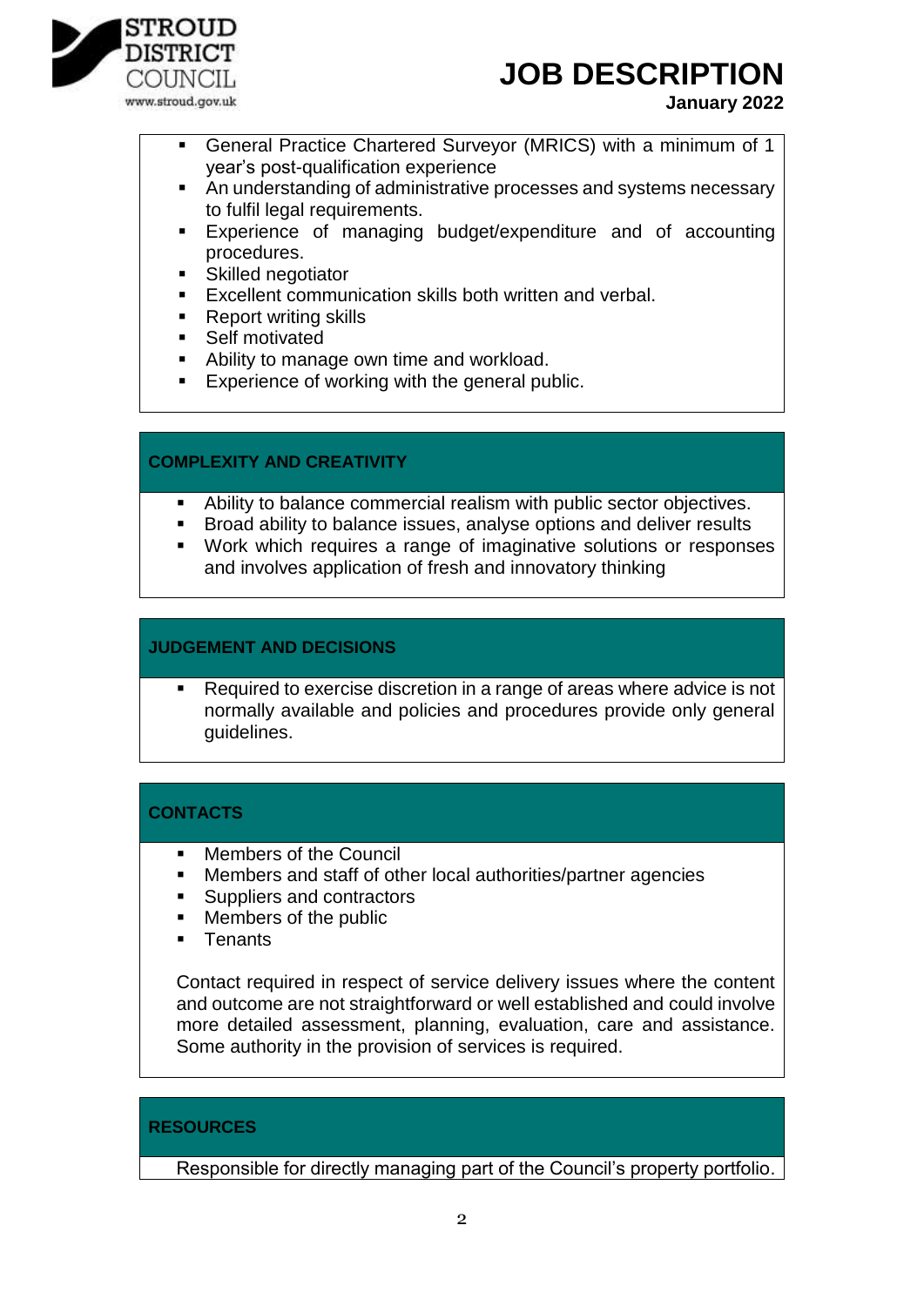- General Practice Chartered Surveyor (MRICS) with a minimum of 1 year's post-qualification experience
- An understanding of administrative processes and systems necessary to fulfil legal requirements.
- Experience of managing budget/expenditure and of accounting procedures.
- Skilled negotiator
- Excellent communication skills both written and verbal.
- Report writing skills
- Self motivated
- Ability to manage own time and workload.
- Experience of working with the general public.

## COMPLEXITY AND CREATIVITY

- Ability to balance commercial realism with public sector objectives.
- Broad ability to balance issues, analyse options and deliver results
- Work which requires a range of imaginative solutions or responses and involves application of fresh and innovatory thinking

## JUDGEMENT AND DECISIONS

- Required to exercise discretion in a range of areas where advice is not normally available and policies and procedures provide only general guidelines.

## CONTACTS

- Members of the Council
- Members and staff of other local authorities/partner agencies
- Suppliers and contractors
- Members of the public
- Tenants

Contact required in respect of service delivery issues where the content and outcome are not straightforward or well established and could involve more detailed assessment, planning, evaluation, care and assistance. Some authority in the provision of services is required.

## RESOURCES

Responsible for directly managing part of the Council's property portfolio.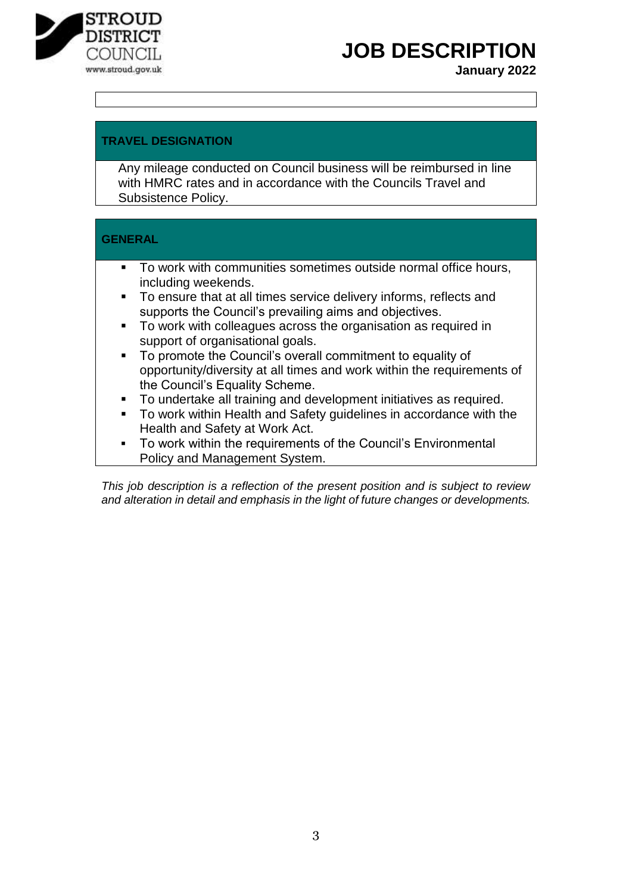**JOB DESCRIPTION**
**January 2022**

## TRAVEL DESIGNATION

Any mileage conducted on Council business will be reimbursed in line with HMRC rates and in accordance with the Councils Travel and Subsistence Policy.

## GENERAL

- To work with communities sometimes outside normal office hours, including weekends.
- To ensure that at all times service delivery informs, reflects and supports the Council's prevailing aims and objectives.
- To work with colleagues across the organisation as required in support of organisational goals.
- To promote the Council's overall commitment to equality of opportunity/diversity at all times and work within the requirements of the Council's Equality Scheme.
- To undertake all training and development initiatives as required.
- To work within Health and Safety guidelines in accordance with the Health and Safety at Work Act.
- To work within the requirements of the Council's Environmental Policy and Management System.

*This job description is a reflection of the present position and is subject to review and alteration in detail and emphasis in the light of future changes or developments.*